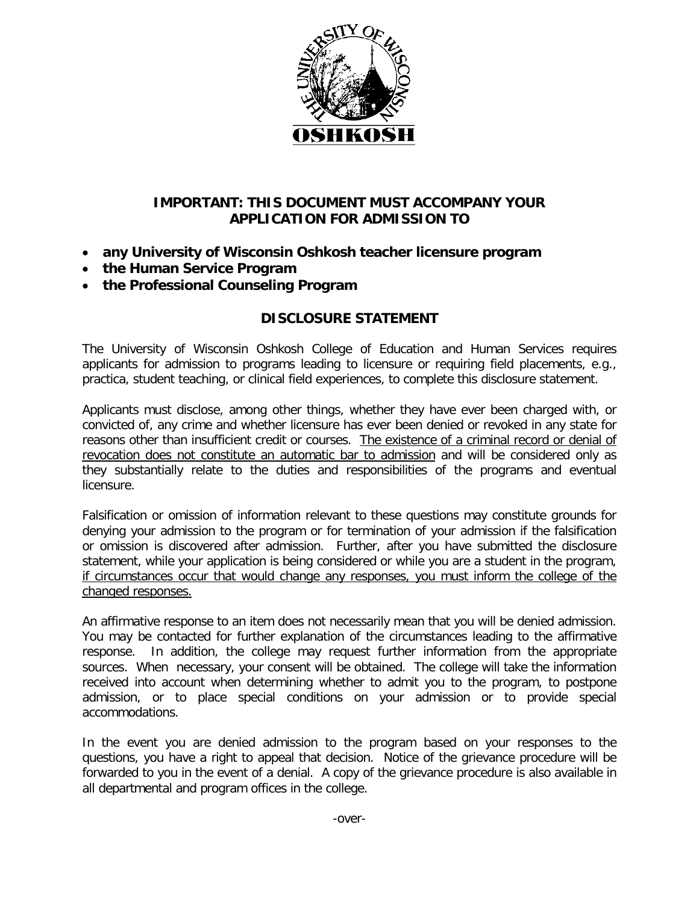**IMPORTANT: THIS DOCUMENT MUST ACCOMPANY YOUR APPLICATION FOR ADMISSION TO**

- **any University of Wisconsin Oshkosh teacher licensure program**
- **the Human Service Program**
- **the Professional Counseling Program**

## DISCLOSURE STATEMENT

The University of Wisconsin Oshkosh College of Education and Human Services requires applicants for admission to programs leading to licensure or requiring field placements, e.g., practica, student teaching, or clinical field experiences, to complete this disclosure statement.

Applicants must disclose, among other things, whether they have ever been charged with, or convicted of, any crime and whether licensure has ever been denied or revoked in any state for reasons other than insufficient credit or courses. <u>The existence of a criminal record or denial of revocation does not constitute an automatic bar to admission</u> and will be considered only as they substantially relate to the duties and responsibilities of the programs and eventual licensure.

Falsification or omission of information relevant to these questions may constitute grounds for denying your admission to the program or for termination of your admission if the falsification or omission is discovered after admission. Further, after you have submitted the disclosure statement, while your application is being considered or while you are a student in the program, <u>if circumstances occur that would change any responses, you must inform the college of the changed responses.</u>

An affirmative response to an item does not necessarily mean that you will be denied admission. You may be contacted for further explanation of the circumstances leading to the affirmative response. In addition, the college may request further information from the appropriate sources. When necessary, your consent will be obtained. The college will take the information received into account when determining whether to admit you to the program, to postpone admission, or to place special conditions on your admission or to provide special accommodations.

In the event you are denied admission to the program based on your responses to the questions, you have a right to appeal that decision. Notice of the grievance procedure will be forwarded to you in the event of a denial. A copy of the grievance procedure is also available in all departmental and program offices in the college.

-over-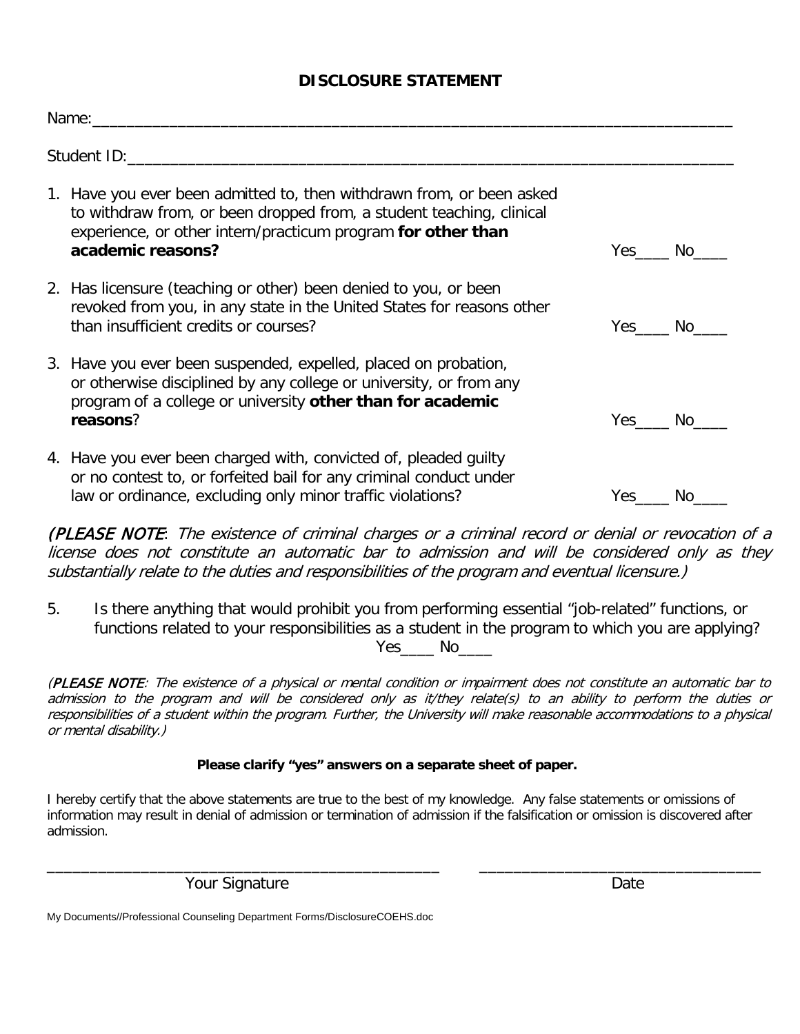# DISCLOSURE STATEMENT

Name:_______________________________________________________________________________

Student ID:___________________________________________________________________________

1. Have you ever been admitted to, then withdrawn from, or been asked to withdraw from, or been dropped from, a student teaching, clinical experience, or other intern/practicum program **for other than academic reasons?** Yes____ No____

2. Has licensure (teaching or other) been denied to you, or been revoked from you, in any state in the United States for reasons other than insufficient credits or courses? Yes____ No____

3. Have you ever been suspended, expelled, placed on probation, or otherwise disciplined by any college or university, or from any program of a college or university **other than for academic reasons**? Yes____ No____

4. Have you ever been charged with, convicted of, pleaded guilty or no contest to, or forfeited bail for any criminal conduct under law or ordinance, excluding only minor traffic violations? Yes____ No____

*(PLEASE NOTE: The existence of criminal charges or a criminal record or denial or revocation of a license does not constitute an automatic bar to admission and will be considered only as they substantially relate to the duties and responsibilities of the program and eventual licensure.)*

5. Is there anything that would prohibit you from performing essential "job-related" functions, or functions related to your responsibilities as a student in the program to which you are applying? Yes____ No____

*(PLEASE NOTE: The existence of a physical or mental condition or impairment does not constitute an automatic bar to admission to the program and will be considered only as it/they relate(s) to an ability to perform the duties or responsibilities of a student within the program. Further, the University will make reasonable accommodations to a physical or mental disability.)*

**Please clarify "yes" answers on a separate sheet of paper.**

I hereby certify that the above statements are true to the best of my knowledge. Any false statements or omissions of information may result in denial of admission or termination of admission if the falsification or omission is discovered after admission.

_______________________________________________ ___________________________________

Your Signature Date

My Documents//Professional Counseling Department Forms/DisclosureCOEHS.doc